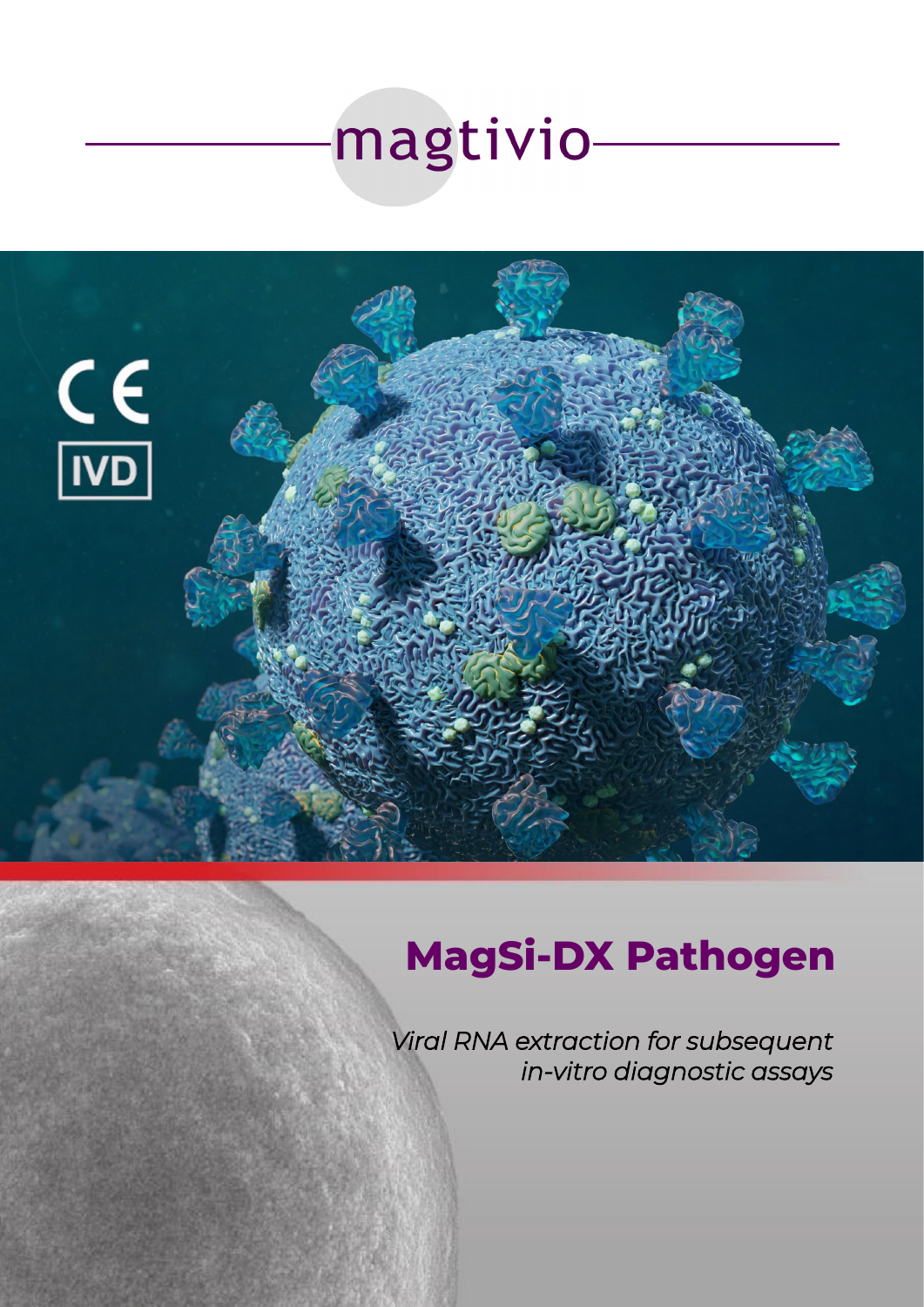magtivio

CE

IVD

# MagSi-DX Pathogen

*Viral RNA extraction for subsequent in-vitro diagnostic assays*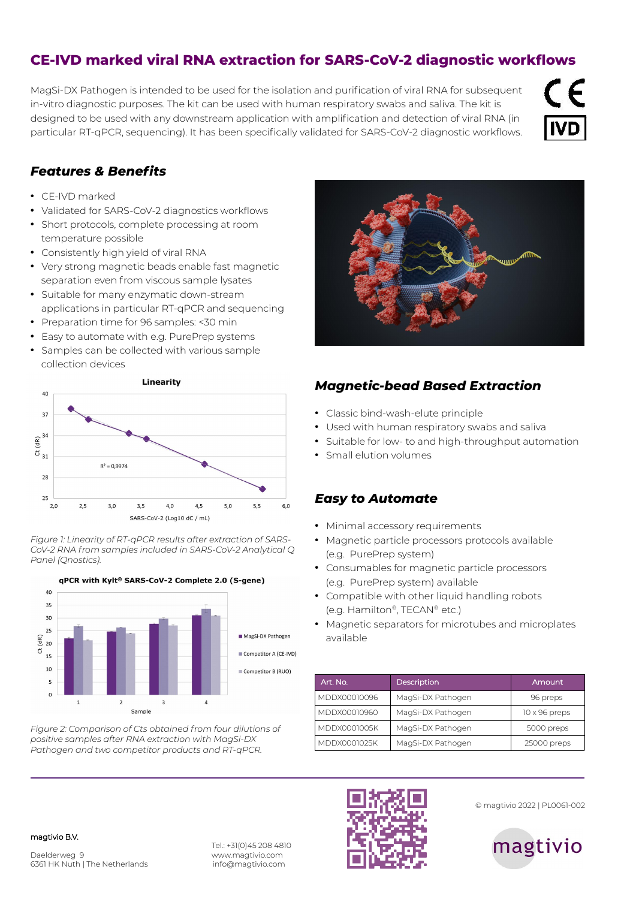# CE-IVD marked viral RNA extraction for SARS-CoV-2 diagnostic workflows

MagSi-DX Pathogen is intended to be used for the isolation and purification of viral RNA for subsequent in-vitro diagnostic purposes. The kit can be used with human respiratory swabs and saliva. The kit is designed to be used with any downstream application with amplification and detection of viral RNA (in particular RT-qPCR, sequencing). It has been specifically validated for SARS-CoV-2 diagnostic workflows.

CE
IVD

## *Features & Benefits*

- CE-IVD marked
- Validated for SARS-CoV-2 diagnostics workflows
- Short protocols, complete processing at room temperature possible
- Consistently high yield of viral RNA
- Very strong magnetic beads enable fast magnetic separation even from viscous sample lysates
- Suitable for many enzymatic down-stream applications in particular RT-qPCR and sequencing
- Preparation time for 96 samples: <30 min
- Easy to automate with e.g. PurePrep systems
- Samples can be collected with various sample collection devices

Linearity

Ct (dR)

40
37
34
31
28
25

$R^2 = 0{,}9974$

2,0 2,5 3,0 3,5 4,0 4,5 5,0 5,5 6,0

SARS-CoV-2 (Log10 dC / mL)

*Figure 1: Linearity of RT-qPCR results after extraction of SARS-CoV-2 RNA from samples included in SARS-CoV-2 Analytical Q Panel (Qnostics).*

qPCR with Kylt® SARS-CoV-2 Complete 2.0 (S-gene)

Ct (dR)

40
35
30
25
20
15
10
5
0

1 2 3 4

Sample

MagSi-DX Pathogen
Competitor A (CE-IVD)
Competitor B (RUO)

*Figure 2: Comparison of Cts obtained from four dilutions of positive samples after RNA extraction with MagSi-DX Pathogen and two competitor products and RT-qPCR.*

## *Magnetic-bead Based Extraction*

- Classic bind-wash-elute principle
- Used with human respiratory swabs and saliva
- Suitable for low- to and high-throughput automation
- Small elution volumes

## *Easy to Automate*

- Minimal accessory requirements
- Magnetic particle processors protocols available (e.g. PurePrep system)
- Consumables for magnetic particle processors (e.g. PurePrep system) available
- Compatible with other liquid handling robots (e.g. Hamilton®, TECAN® etc.)
- Magnetic separators for microtubes and microplates available

| Art. No. | Description | Amount |
|---|---|---|
| MDDX00010096 | MagSi-DX Pathogen | 96 preps |
| MDDX00010960 | MagSi-DX Pathogen | 10 x 96 preps |
| MDDX0001005K | MagSi-DX Pathogen | 5000 preps |
| MDDX0001025K | MagSi-DX Pathogen | 25000 preps |

magtivio B.V.

Daelderweg 9
6361 HK Nuth | The Netherlands

Tel.: +31(0)45 208 4810
www.magtivio.com
info@magtivio.com

© magtivio 2022 | PL0061-002

magtivio